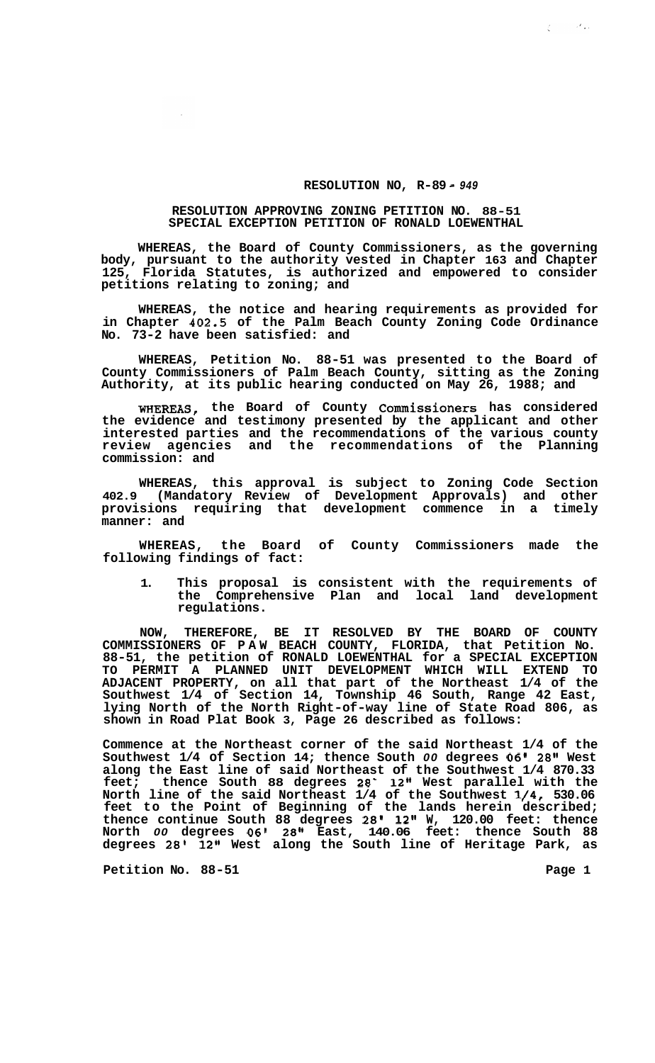**RESOLUTION NO, R-89-949**

**RESOLUTION APPROVING ZONING PETITION NO. 88-51**
**SPECIAL EXCEPTION PETITION OF RONALD LOEWENTHAL**

**WHEREAS, the Board of County Commissioners, as the governing body, pursuant to the authority vested in Chapter 163 and Chapter 125, Florida Statutes, is authorized and empowered to consider petitions relating to zoning; and**

**WHEREAS, the notice and hearing requirements as provided for in Chapter 402.5 of the Palm Beach County Zoning Code Ordinance No. 73-2 have been satisfied: and**

**WHEREAS, Petition No. 88-51 was presented to the Board of County Commissioners of Palm Beach County, sitting as the Zoning Authority, at its public hearing conducted on May 26, 1988; and**

**WHEREAS, the Board of County Commissioners has considered the evidence and testimony presented by the applicant and other interested parties and the recommendations of the various county review agencies and the recommendations of the Planning commission: and**

**WHEREAS, this approval is subject to Zoning Code Section 402.9 (Mandatory Review of Development Approvals) and other provisions requiring that development commence in a timely manner: and**

**WHEREAS, the Board of County Commissioners made the following findings of fact:**

1. **This proposal is consistent with the requirements of the Comprehensive Plan and local land development regulations.**

**NOW, THEREFORE, BE IT RESOLVED BY THE BOARD OF COUNTY COMMISSIONERS OF PAW BEACH COUNTY, FLORIDA, that Petition No. 88-51, the petition of RONALD LOEWENTHAL for a SPECIAL EXCEPTION TO PERMIT A PLANNED UNIT DEVELOPMENT WHICH WILL EXTEND TO ADJACENT PROPERTY, on all that part of the Northeast 1/4 of the Southwest 1/4 of Section 14, Township 46 South, Range 42 East, lying North of the North Right-of-way line of State Road 806, as shown in Road Plat Book 3, Page 26 described as follows:**

**Commence at the Northeast corner of the said Northeast 1/4 of the Southwest 1/4 of Section 14; thence South 00 degrees 06' 28" West along the East line of said Northeast of the Southwest 1/4 870.33 feet; thence South 88 degrees 28' 12" West parallel with the North line of the said Northeast 1/4 of the Southwest 1/4, 530.06 feet to the Point of Beginning of the lands herein described; thence continue South 88 degrees 28' 12" W, 120.00 feet: thence North 00 degrees 06' 28" East, 140.06 feet: thence South 88 degrees 28' 12" West along the South line of Heritage Park, as**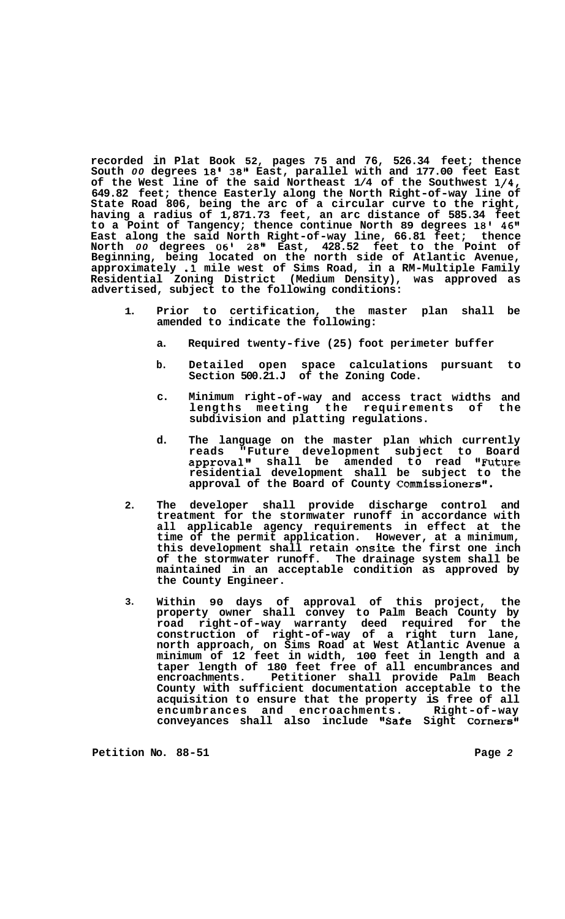**recorded in Plat Book 52, pages 75 and 76, 526.34 feet; thence South 00 degrees 18' 38" East, parallel with and 177.00 feet East of the West line of the said Northeast 1/4 of the Southwest 1/4, 649.82 feet; thence Easterly along the North Right-of-way line of State Road 806, being the arc of a circular curve to the right, having a radius of 1,871.73 feet, an arc distance of 585.34 feet to a Point of Tangency; thence continue North 89 degrees 18' 46" East along the said North Right-of-way line, 66.81 feet; thence North 00 degrees 06' 28" East, 428.52 feet to the Point of Beginning, being located on the north side of Atlantic Avenue, approximately .1 mile west of Sims Road, in a RM-Multiple Family Residential Zoning District (Medium Density), was approved as advertised, subject to the following conditions:**

1. **Prior to certification, the master plan shall be amended to indicate the following:**

   a. **Required twenty-five (25) foot perimeter buffer**

   b. **Detailed open space calculations pursuant to Section 500.21.J of the Zoning Code.**

   c. **Minimum right-of-way and access tract widths and lengths meeting the requirements of the subdivision and platting regulations.**

   d. **The language on the master plan which currently reads "Future development subject to Board approval" shall be amended to read "Future residential development shall be subject to the approval of the Board of County Commissioners".**

2. **The developer shall provide discharge control and treatment for the stormwater runoff in accordance with all applicable agency requirements in effect at the time of the permit application. However, at a minimum, this development shall retain onsite the first one inch of the stormwater runoff. The drainage system shall be maintained in an acceptable condition as approved by the County Engineer.**

3. **Within 90 days of approval of this project, the property owner shall convey to Palm Beach County by road right-of-way warranty deed required for the construction of right-of-way of a right turn lane, north approach, on Sims Road at West Atlantic Avenue a minimum of 12 feet in width, 100 feet in length and a taper length of 180 feet free of all encumbrances and encroachments. Petitioner shall provide Palm Beach County with sufficient documentation acceptable to the acquisition to ensure that the property is free of all encumbrances and encroachments. Right-of-way conveyances shall also include "Safe Sight Corners"**

**Petition No. 88-51**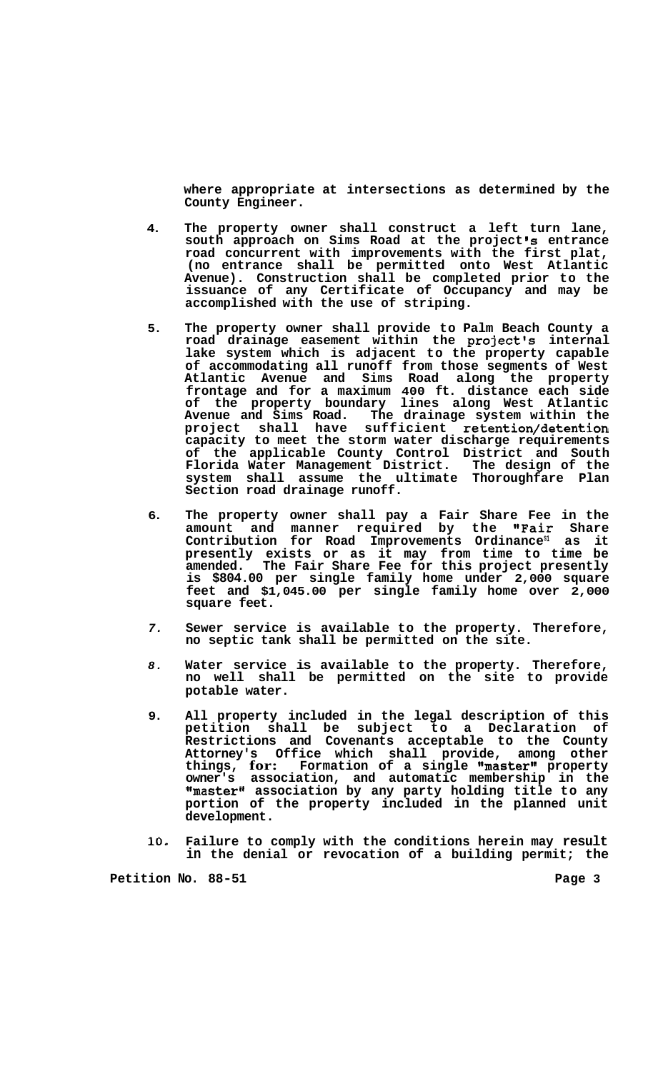where appropriate at intersections as determined by the County Engineer.

4. The property owner shall construct a left turn lane, south approach on Sims Road at the project's entrance road concurrent with improvements with the first plat, (no entrance shall be permitted onto West Atlantic Avenue). Construction shall be completed prior to the issuance of any Certificate of Occupancy and may be accomplished with the use of striping.

5. The property owner shall provide to Palm Beach County a road drainage easement within the project's internal lake system which is adjacent to the property capable of accommodating all runoff from those segments of West Atlantic Avenue and Sims Road along the property frontage and for a maximum 400 ft. distance each side of the property boundary lines along West Atlantic Avenue and Sims Road. The drainage system within the project shall have sufficient retention/detention capacity to meet the storm water discharge requirements of the applicable County Control District and South Florida Water Management District. The design of the system shall assume the ultimate Thoroughfare Plan Section road drainage runoff.

6. The property owner shall pay a Fair Share Fee in the amount and manner required by the "Fair Share Contribution for Road Improvements Ordinance" as it presently exists or as it may from time to time be amended. The Fair Share Fee for this project presently is $804.00 per single family home under 2,000 square feet and $1,045.00 per single family home over 2,000 square feet.

7. Sewer service is available to the property. Therefore, no septic tank shall be permitted on the site.

8. Water service is available to the property. Therefore, no well shall be permitted on the site to provide potable water.

9. All property included in the legal description of this petition shall be subject to a Declaration of Restrictions and Covenants acceptable to the County Attorney's Office which shall provide, among other things, for: Formation of a single "master" property owner's association, and automatic membership in the "master" association by any party holding title to any portion of the property included in the planned unit development.

10. Failure to comply with the conditions herein may result in the denial or revocation of a building permit; the

Petition No. 88-51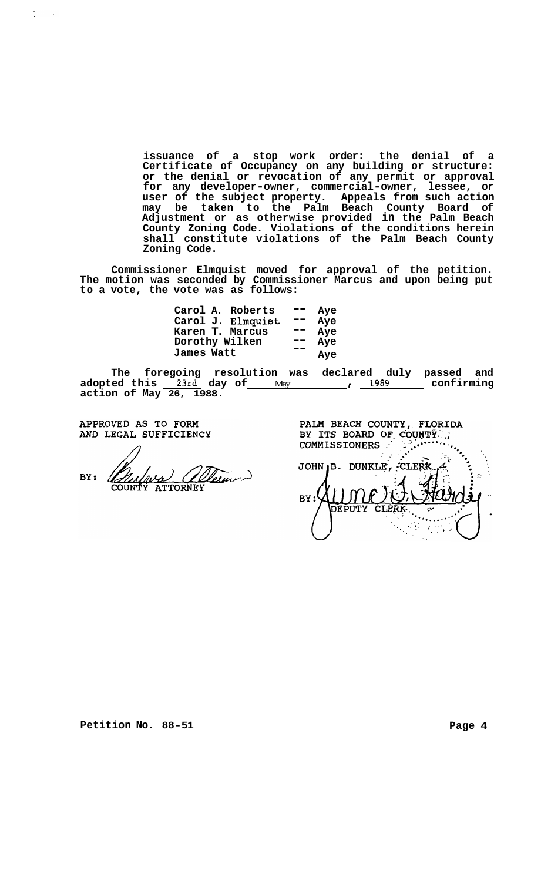issuance of a stop work order: the denial of a Certificate of Occupancy on any building or structure: or the denial or revocation of any permit or approval for any developer-owner, commercial-owner, lessee, or user of the subject property. Appeals from such action may be taken to the Palm Beach County Board of Adjustment or as otherwise provided in the Palm Beach County Zoning Code. Violations of the conditions herein shall constitute violations of the Palm Beach County Zoning Code.

Commissioner Elmquist moved for approval of the petition. The motion was seconded by Commissioner Marcus and upon being put to a vote, the vote was as follows:

| | | |
|---|---|---|
| Carol A. Roberts | -- | Aye |
| Carol J. Elmquist | -- | Aye |
| Karen T. Marcus | -- | Aye |
| Dorothy Wilken | -- | Aye |
| James Watt | -- | Aye |

The foregoing resolution was declared duly passed and adopted this 23rd day of May, 1989 confirming action of May 26, 1988.

APPROVED AS TO FORM AND LEGAL SUFFICIENCY

BY: COUNTY ATTORNEY

PALM BEACH COUNTY, FLORIDA BY ITS BOARD OF COUNTY COMMISSIONERS

JOHN B. DUNKLE, CLERK

BY: DEPUTY CLERK

Petition No. 88-51